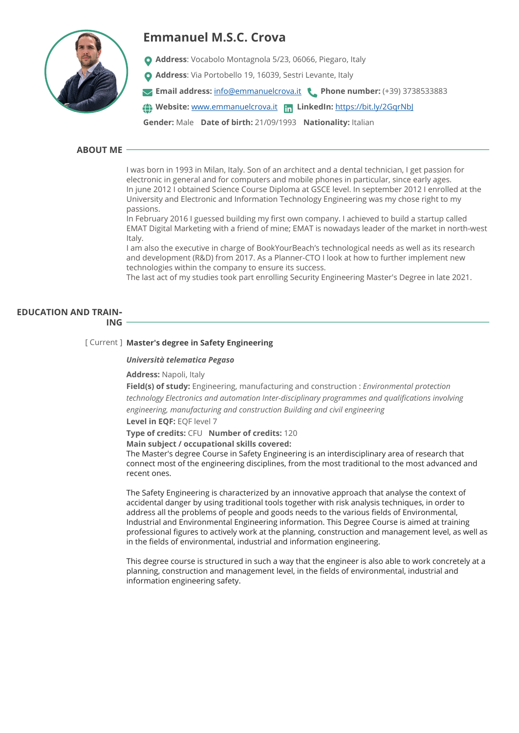# Emmanuel M.S.C. Crova

**Address**: Vocabolo Montagnola 5/23, 06066, Piegaro, Italy

**Address**: Via Portobello 19, 16039, Sestri Levante, Italy

**Email address:** info@emmanuelcrova.it **Phone number:** (+39) 3738533883

**Website:** www.emmanuelcrova.it **LinkedIn:** https://bit.ly/2GqrNbJ

**Gender:** Male **Date of birth:** 21/09/1993 **Nationality:** Italian

## ABOUT ME

I was born in 1993 in Milan, Italy. Son of an architect and a dental technician, I get passion for electronic in general and for computers and mobile phones in particular, since early ages.
In june 2012 I obtained Science Course Diploma at GSCE level. In september 2012 I enrolled at the University and Electronic and Information Technology Engineering was my chose right to my passions.
In February 2016 I guessed building my first own company. I achieved to build a startup called EMAT Digital Marketing with a friend of mine; EMAT is nowadays leader of the market in north-west Italy.
I am also the executive in charge of BookYourBeach's technological needs as well as its research and development (R&D) from 2017. As a Planner-CTO I look at how to further implement new technologies within the company to ensure its success.
The last act of my studies took part enrolling Security Engineering Master's Degree in late 2021.

## EDUCATION AND TRAINING

[ Current ] **Master's degree in Safety Engineering**

***Università telematica Pegaso***

**Address:** Napoli, Italy

**Field(s) of study:** Engineering, manufacturing and construction : *Environmental protection technology Electronics and automation Inter-disciplinary programmes and qualifications involving engineering, manufacturing and construction Building and civil engineering*

**Level in EQF:** EQF level 7

**Type of credits:** CFU **Number of credits:** 120

**Main subject / occupational skills covered:**

The Master's degree Course in Safety Engineering is an interdisciplinary area of research that connect most of the engineering disciplines, from the most traditional to the most advanced and recent ones.

The Safety Engineering is characterized by an innovative approach that analyse the context of accidental danger by using traditional tools together with risk analysis techniques, in order to address all the problems of people and goods needs to the various fields of Environmental, Industrial and Environmental Engineering information. This Degree Course is aimed at training professional figures to actively work at the planning, construction and management level, as well as in the fields of environmental, industrial and information engineering.

This degree course is structured in such a way that the engineer is also able to work concretely at a planning, construction and management level, in the fields of environmental, industrial and information engineering safety.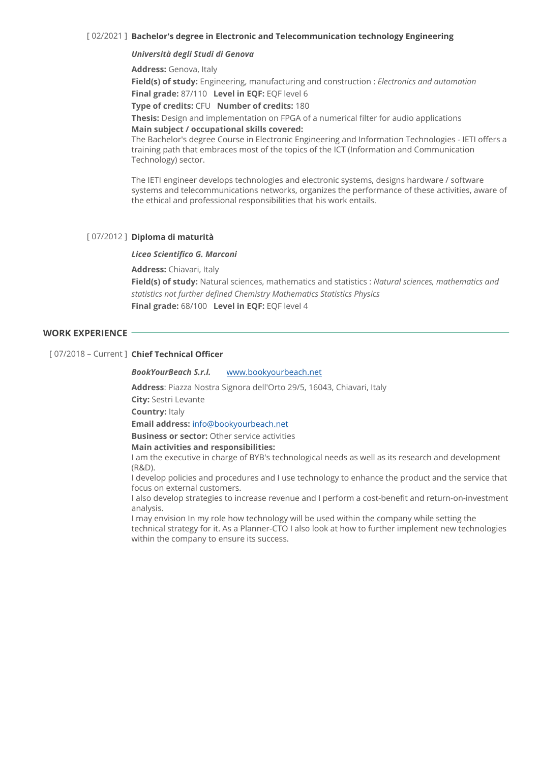[ 02/2021 ] **Bachelor's degree in Electronic and Telecommunication technology Engineering**

***Università degli Studi di Genova***

**Address:** Genova, Italy

**Field(s) of study:** Engineering, manufacturing and construction : *Electronics and automation*

**Final grade:** 87/110 **Level in EQF:** EQF level 6

**Type of credits:** CFU **Number of credits:** 180

**Thesis:** Design and implementation on FPGA of a numerical filter for audio applications

**Main subject / occupational skills covered:**

The Bachelor's degree Course in Electronic Engineering and Information Technologies - IETI offers a training path that embraces most of the topics of the ICT (Information and Communication Technology) sector.

The IETI engineer develops technologies and electronic systems, designs hardware / software systems and telecommunications networks, organizes the performance of these activities, aware of the ethical and professional responsibilities that his work entails.

[ 07/2012 ] **Diploma di maturità**

***Liceo Scientifico G. Marconi***

**Address:** Chiavari, Italy

**Field(s) of study:** Natural sciences, mathematics and statistics : *Natural sciences, mathematics and statistics not further defined Chemistry Mathematics Statistics Physics*

**Final grade:** 68/100 **Level in EQF:** EQF level 4

## WORK EXPERIENCE

[ 07/2018 – Current ] **Chief Technical Officer**

***BookYourBeach S.r.l.*** www.bookyourbeach.net

**Address**: Piazza Nostra Signora dell'Orto 29/5, 16043, Chiavari, Italy

**City:** Sestri Levante

**Country:** Italy

**Email address:** info@bookyourbeach.net

**Business or sector:** Other service activities

**Main activities and responsibilities:**

I am the executive in charge of BYB's technological needs as well as its research and development (R&D).

I develop policies and procedures and I use technology to enhance the product and the service that focus on external customers.

I also develop strategies to increase revenue and I perform a cost-benefit and return-on-investment analysis.

I may envision In my role how technology will be used within the company while setting the technical strategy for it. As a Planner-CTO I also look at how to further implement new technologies within the company to ensure its success.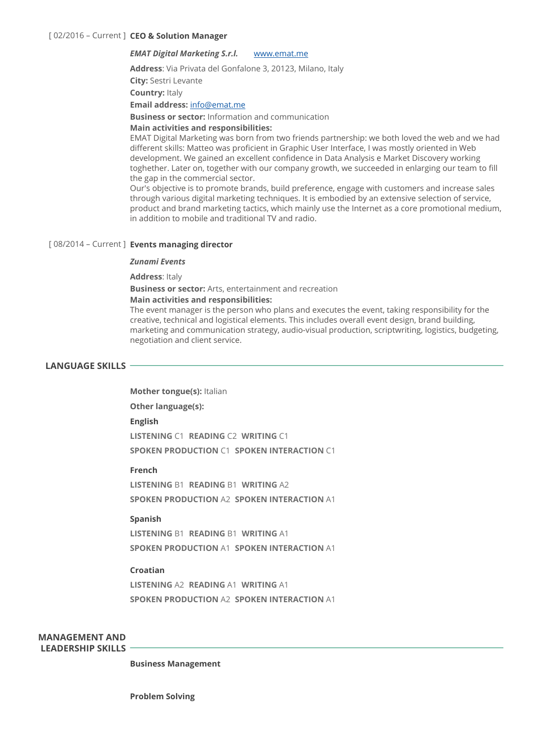[ 02/2016 – Current ] **CEO & Solution Manager**

***EMAT Digital Marketing S.r.l.*** [www.emat.me](www.emat.me)

**Address**: Via Privata del Gonfalone 3, 20123, Milano, Italy

**City:** Sestri Levante

**Country:** Italy

**Email address:** [info@emat.me](mailto:info@emat.me)

**Business or sector:** Information and communication

**Main activities and responsibilities:**
EMAT Digital Marketing was born from two friends partnership: we both loved the web and we had different skills: Matteo was proficient in Graphic User Interface, I was mostly oriented in Web development. We gained an excellent confidence in Data Analysis e Market Discovery working toghether. Later on, together with our company growth, we succeeded in enlarging our team to fill the gap in the commercial sector.
Our's objective is to promote brands, build preference, engage with customers and increase sales through various digital marketing techniques. It is embodied by an extensive selection of service, product and brand marketing tactics, which mainly use the Internet as a core promotional medium, in addition to mobile and traditional TV and radio.

[ 08/2014 – Current ] **Events managing director**

***Zunami Events***

**Address**: Italy

**Business or sector:** Arts, entertainment and recreation

**Main activities and responsibilities:**
The event manager is the person who plans and executes the event, taking responsibility for the creative, technical and logistical elements. This includes overall event design, brand building, marketing and communication strategy, audio-visual production, scriptwriting, logistics, budgeting, negotiation and client service.

## LANGUAGE SKILLS

**Mother tongue(s):** Italian

**Other language(s):**

**English**

**LISTENING** C1 **READING** C2 **WRITING** C1

**SPOKEN PRODUCTION** C1 **SPOKEN INTERACTION** C1

**French**

**LISTENING** B1 **READING** B1 **WRITING** A2

**SPOKEN PRODUCTION** A2 **SPOKEN INTERACTION** A1

**Spanish**

**LISTENING** B1 **READING** B1 **WRITING** A1

**SPOKEN PRODUCTION** A1 **SPOKEN INTERACTION** A1

**Croatian**

**LISTENING** A2 **READING** A1 **WRITING** A1

**SPOKEN PRODUCTION** A2 **SPOKEN INTERACTION** A1

## MANAGEMENT AND LEADERSHIP SKILLS

**Business Management**

**Problem Solving**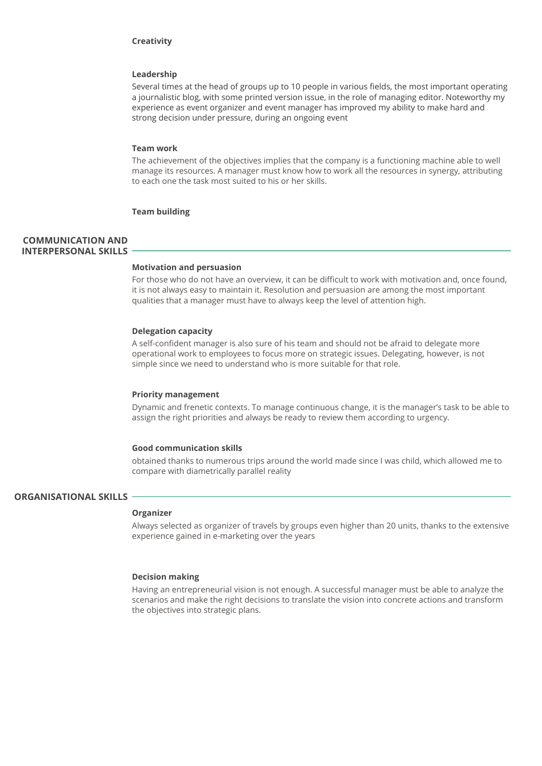**Creativity**

**Leadership**

Several times at the head of groups up to 10 people in various fields, the most important operating a journalistic blog, with some printed version issue, in the role of managing editor. Noteworthy my experience as event organizer and event manager has improved my ability to make hard and strong decision under pressure, during an ongoing event

**Team work**

The achievement of the objectives implies that the company is a functioning machine able to well manage its resources. A manager must know how to work all the resources in synergy, attributing to each one the task most suited to his or her skills.

**Team building**

## COMMUNICATION AND INTERPERSONAL SKILLS

**Motivation and persuasion**

For those who do not have an overview, it can be difficult to work with motivation and, once found, it is not always easy to maintain it. Resolution and persuasion are among the most important qualities that a manager must have to always keep the level of attention high.

**Delegation capacity**

A self-confident manager is also sure of his team and should not be afraid to delegate more operational work to employees to focus more on strategic issues. Delegating, however, is not simple since we need to understand who is more suitable for that role.

**Priority management**

Dynamic and frenetic contexts. To manage continuous change, it is the manager's task to be able to assign the right priorities and always be ready to review them according to urgency.

**Good communication skills**

obtained thanks to numerous trips around the world made since I was child, which allowed me to compare with diametrically parallel reality

## ORGANISATIONAL SKILLS

**Organizer**

Always selected as organizer of travels by groups even higher than 20 units, thanks to the extensive experience gained in e-marketing over the years

**Decision making**

Having an entrepreneurial vision is not enough. A successful manager must be able to analyze the scenarios and make the right decisions to translate the vision into concrete actions and transform the objectives into strategic plans.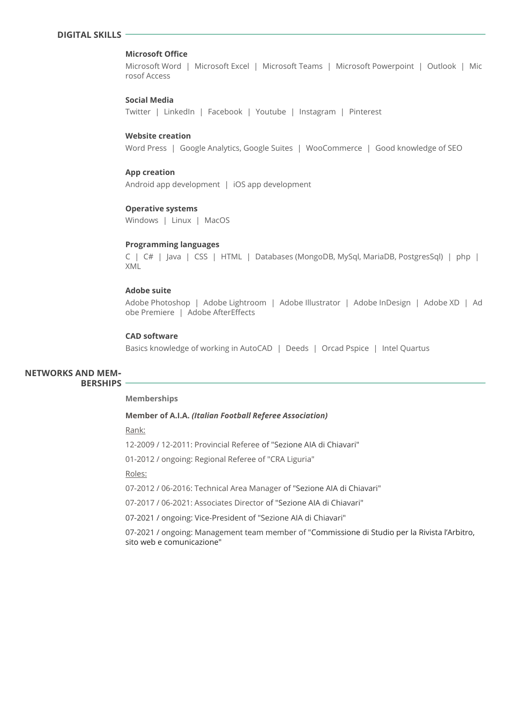## DIGITAL SKILLS

### Microsoft Office

Microsoft Word | Microsoft Excel | Microsoft Teams | Microsoft Powerpoint | Outlook | Microsof Access

### Social Media

Twitter | LinkedIn | Facebook | Youtube | Instagram | Pinterest

### Website creation

Word Press | Google Analytics, Google Suites | WooCommerce | Good knowledge of SEO

### App creation

Android app development | iOS app development

### Operative systems

Windows | Linux | MacOS

### Programming languages

C | C# | Java | CSS | HTML | Databases (MongoDB, MySql, MariaDB, PostgresSql) | php | XML

### Adobe suite

Adobe Photoshop | Adobe Lightroom | Adobe Illustrator | Adobe InDesign | Adobe XD | Adobe Premiere | Adobe AfterEffects

### CAD software

Basics knowledge of working in AutoCAD | Deeds | Orcad Pspice | Intel Quartus

## NETWORKS AND MEMBERSHIPS

### Memberships

**Member of A.I.A. *(Italian Football Referee Association)***

Rank:

12-2009 / 12-2011: Provincial Referee of "Sezione AIA di Chiavari"

01-2012 / ongoing: Regional Referee of "CRA Liguria"

Roles:

07-2012 / 06-2016: Technical Area Manager of "Sezione AIA di Chiavari"

07-2017 / 06-2021: Associates Director of "Sezione AIA di Chiavari"

07-2021 / ongoing: Vice-President of "Sezione AIA di Chiavari"

07-2021 / ongoing: Management team member of "Commissione di Studio per la Rivista l'Arbitro, sito web e comunicazione"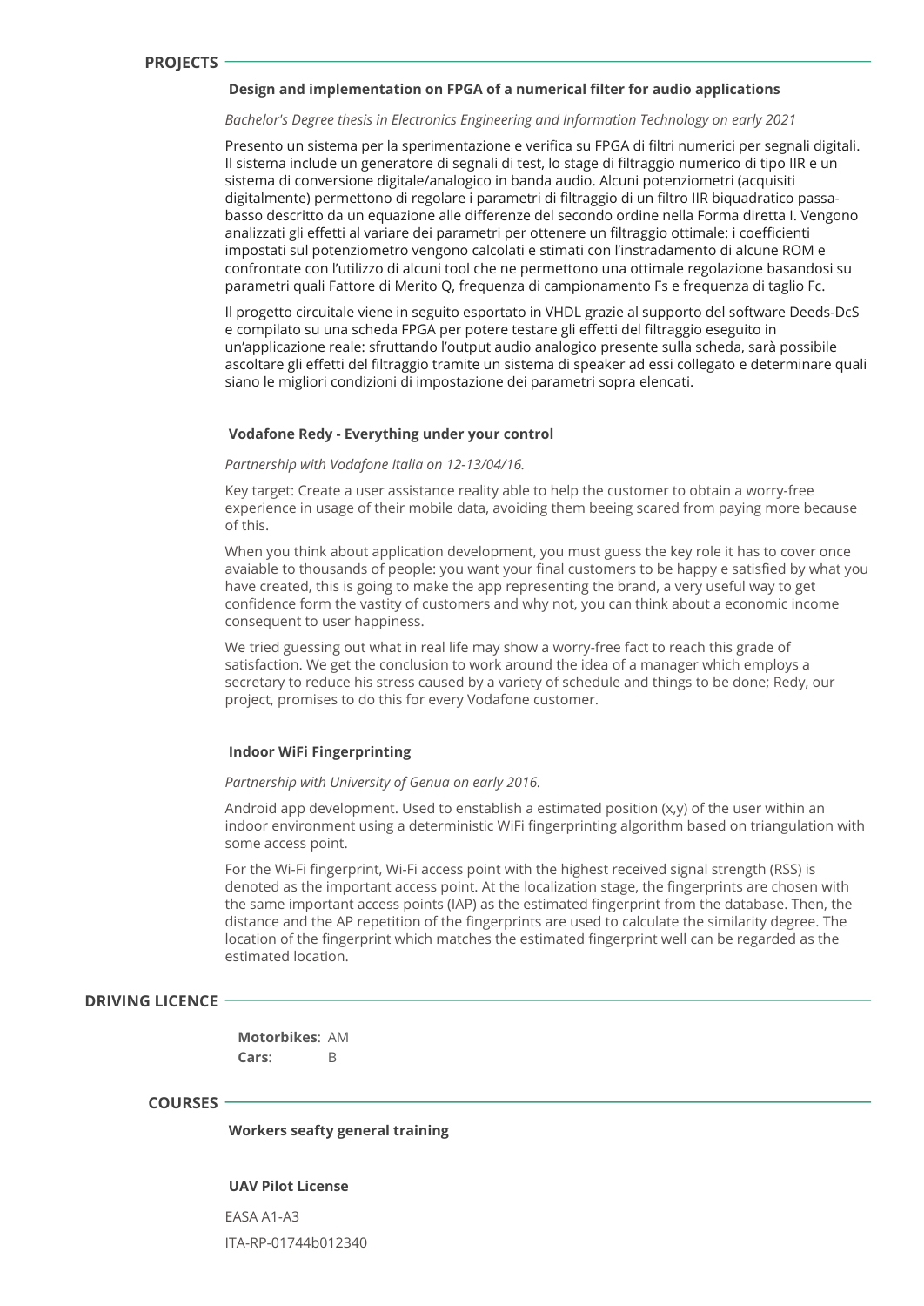## PROJECTS

### Design and implementation on FPGA of a numerical filter for audio applications

*Bachelor's Degree thesis in Electronics Engineering and Information Technology on early 2021*

Presento un sistema per la sperimentazione e verifica su FPGA di filtri numerici per segnali digitali. Il sistema include un generatore di segnali di test, lo stage di filtraggio numerico di tipo IIR e un sistema di conversione digitale/analogico in banda audio. Alcuni potenziometri (acquisiti digitalmente) permettono di regolare i parametri di filtraggio di un filtro IIR biquadratico passa-basso descritto da un equazione alle differenze del secondo ordine nella Forma diretta I. Vengono analizzati gli effetti al variare dei parametri per ottenere un filtraggio ottimale: i coefficienti impostati sul potenziometro vengono calcolati e stimati con l'instradamento di alcune ROM e confrontate con l'utilizzo di alcuni tool che ne permettono una ottimale regolazione basandosi su parametri quali Fattore di Merito Q, frequenza di campionamento Fs e frequenza di taglio Fc.

Il progetto circuitale viene in seguito esportato in VHDL grazie al supporto del software Deeds-DcS e compilato su una scheda FPGA per potere testare gli effetti del filtraggio eseguito in un'applicazione reale: sfruttando l'output audio analogico presente sulla scheda, sarà possibile ascoltare gli effetti del filtraggio tramite un sistema di speaker ad essi collegato e determinare quali siano le migliori condizioni di impostazione dei parametri sopra elencati.

### Vodafone Redy - Everything under your control

*Partnership with Vodafone Italia on 12-13/04/16.*

Key target: Create a user assistance reality able to help the customer to obtain a worry-free experience in usage of their mobile data, avoiding them beeing scared from paying more because of this.

When you think about application development, you must guess the key role it has to cover once avaiable to thousands of people: you want your final customers to be happy e satisfied by what you have created, this is going to make the app representing the brand, a very useful way to get confidence form the vastity of customers and why not, you can think about a economic income consequent to user happiness.

We tried guessing out what in real life may show a worry-free fact to reach this grade of satisfaction. We get the conclusion to work around the idea of a manager which employs a secretary to reduce his stress caused by a variety of schedule and things to be done; Redy, our project, promises to do this for every Vodafone customer.

### Indoor WiFi Fingerprinting

*Partnership with University of Genua on early 2016.*

Android app development. Used to enstablish a estimated position (x,y) of the user within an indoor environment using a deterministic WiFi fingerprinting algorithm based on triangulation with some access point.

For the Wi-Fi fingerprint, Wi-Fi access point with the highest received signal strength (RSS) is denoted as the important access point. At the localization stage, the fingerprints are chosen with the same important access points (IAP) as the estimated fingerprint from the database. Then, the distance and the AP repetition of the fingerprints are used to calculate the similarity degree. The location of the fingerprint which matches the estimated fingerprint well can be regarded as the estimated location.

## DRIVING LICENCE

**Motorbikes**: AM
**Cars**: B

## COURSES

### Workers seafty general training

### UAV Pilot License

EASA A1-A3

ITA-RP-01744b012340